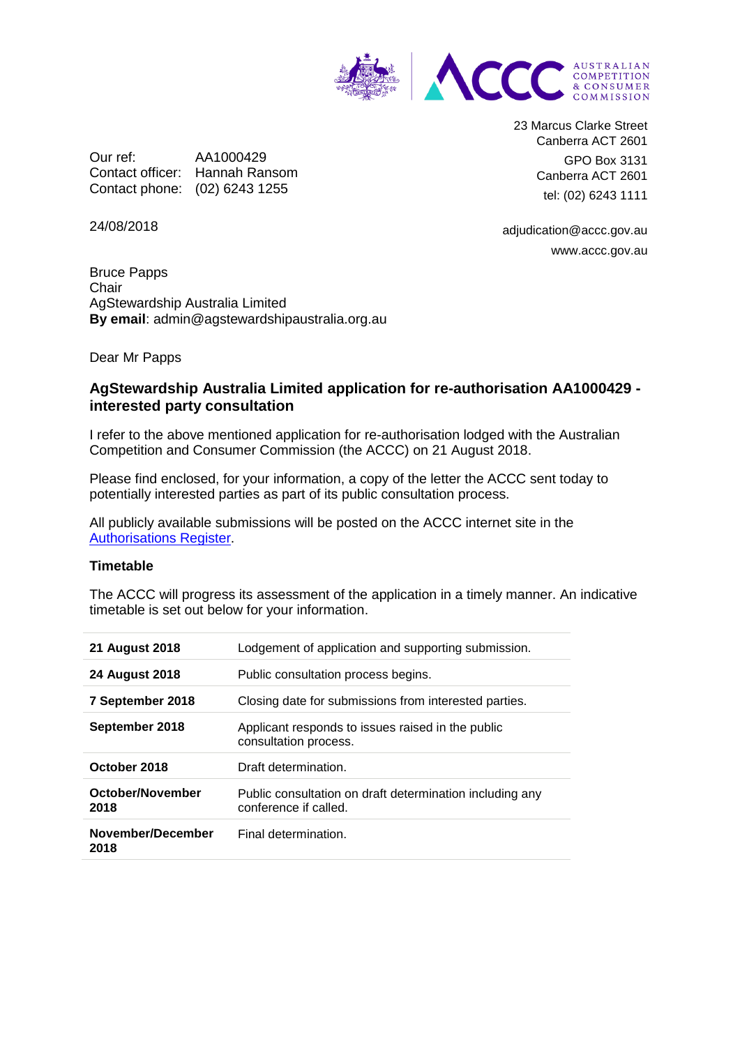23 Marcus Clarke Street
Canberra ACT 2601

GPO Box 3131
Canberra ACT 2601

tel: (02) 6243 1111

adjudication@accc.gov.au

www.accc.gov.au

Our ref: AA1000429
Contact officer: Hannah Ransom
Contact phone: (02) 6243 1255

24/08/2018

Bruce Papps
Chair
AgStewardship Australia Limited
**By email**: admin@agstewardshipaustralia.org.au

Dear Mr Papps

## AgStewardship Australia Limited application for re-authorisation AA1000429 - interested party consultation

I refer to the above mentioned application for re-authorisation lodged with the Australian Competition and Consumer Commission (the ACCC) on 21 August 2018.

Please find enclosed, for your information, a copy of the letter the ACCC sent today to potentially interested parties as part of its public consultation process.

All publicly available submissions will be posted on the ACCC internet site in the Authorisations Register.

### Timetable

The ACCC will progress its assessment of the application in a timely manner. An indicative timetable is set out below for your information.

| Date | Event |
|---|---|
| **21 August 2018** | Lodgement of application and supporting submission. |
| **24 August 2018** | Public consultation process begins. |
| **7 September 2018** | Closing date for submissions from interested parties. |
| **September 2018** | Applicant responds to issues raised in the public consultation process. |
| **October 2018** | Draft determination. |
| **October/November 2018** | Public consultation on draft determination including any conference if called. |
| **November/December 2018** | Final determination. |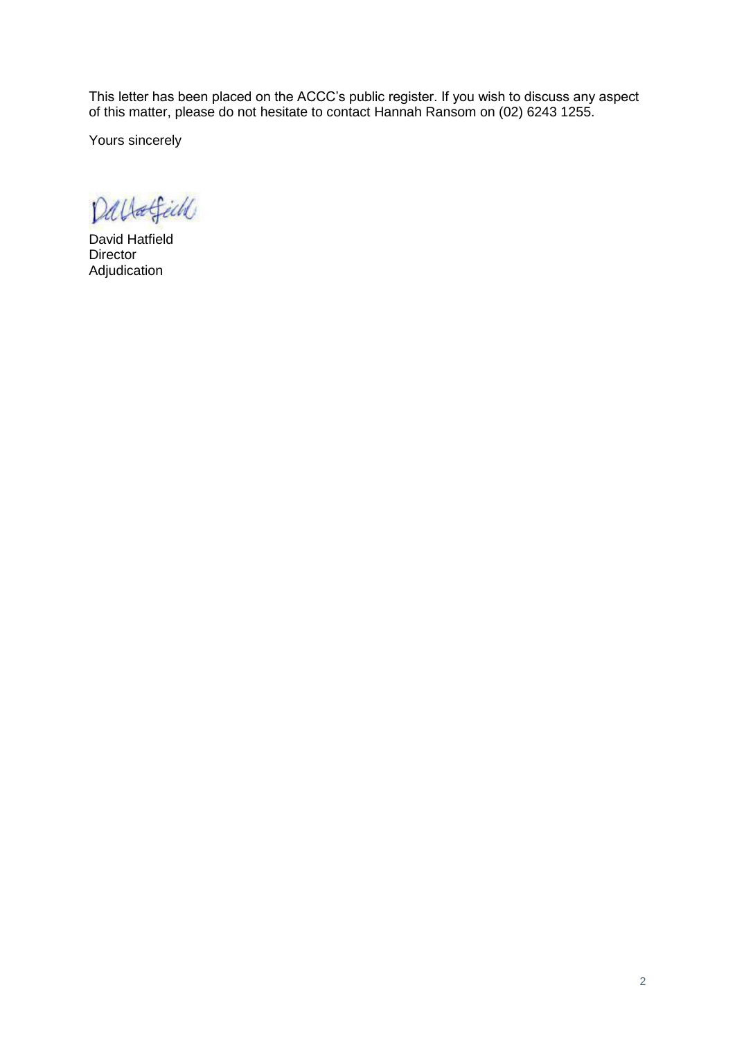This letter has been placed on the ACCC's public register. If you wish to discuss any aspect of this matter, please do not hesitate to contact Hannah Ransom on (02) 6243 1255.

Yours sincerely

David Hatfield
Director
Adjudication